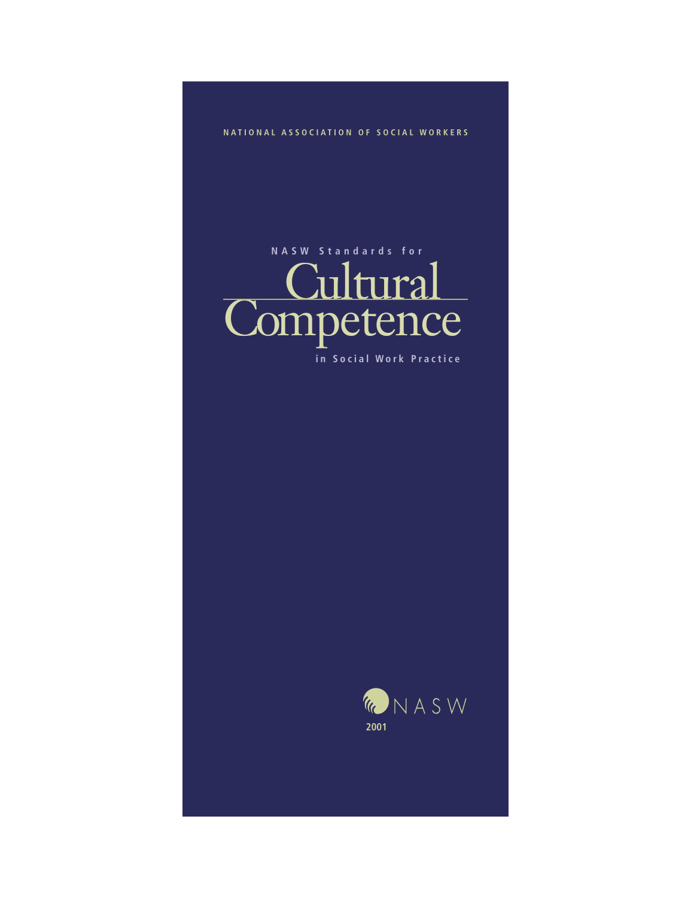NATIONAL ASSOCIATION OF SOCIAL WORKERS

# NASW Standards for Cultural Competence in Social Work Practice

NASW

2001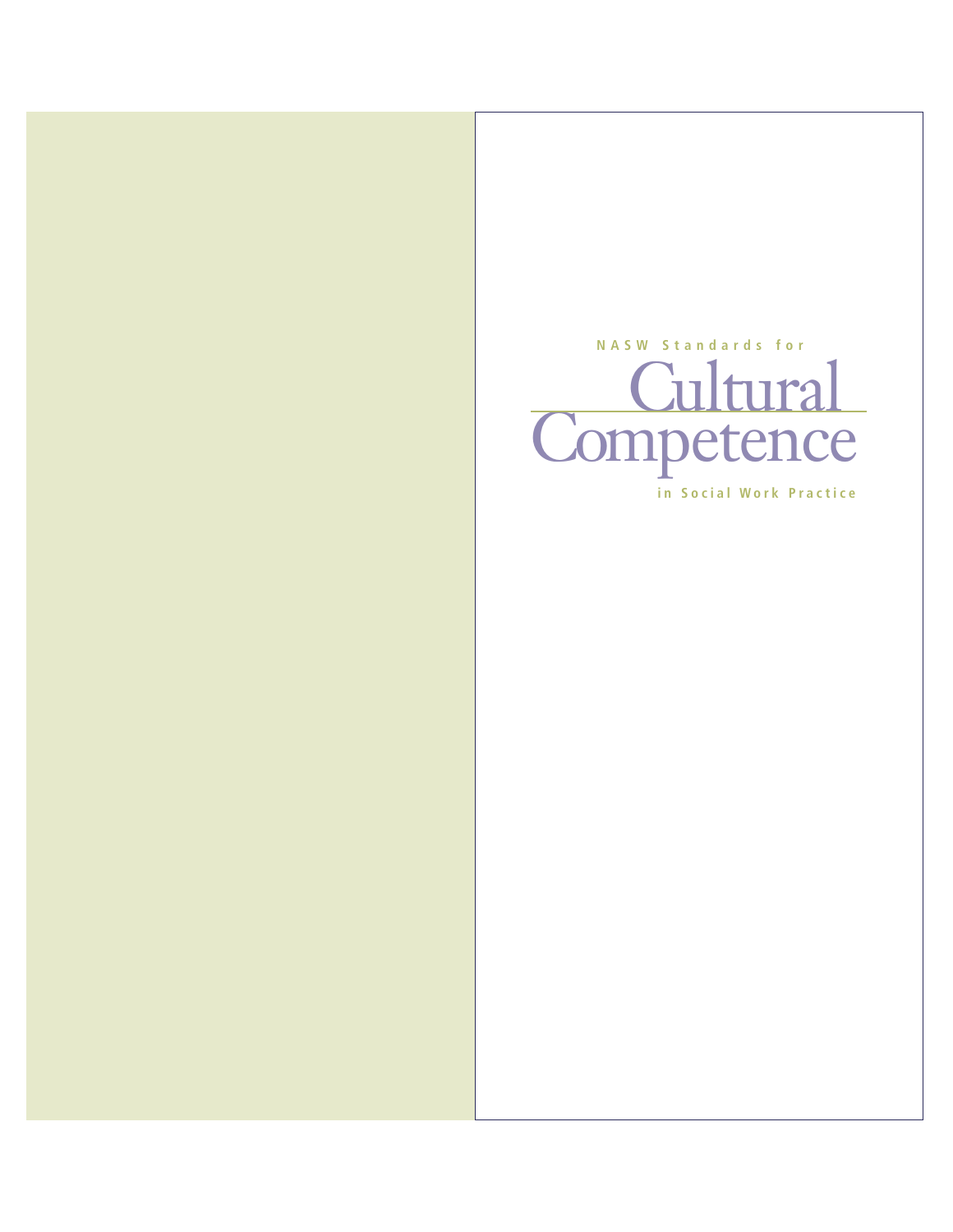NASW Standards for

# Cultural Competence

in Social Work Practice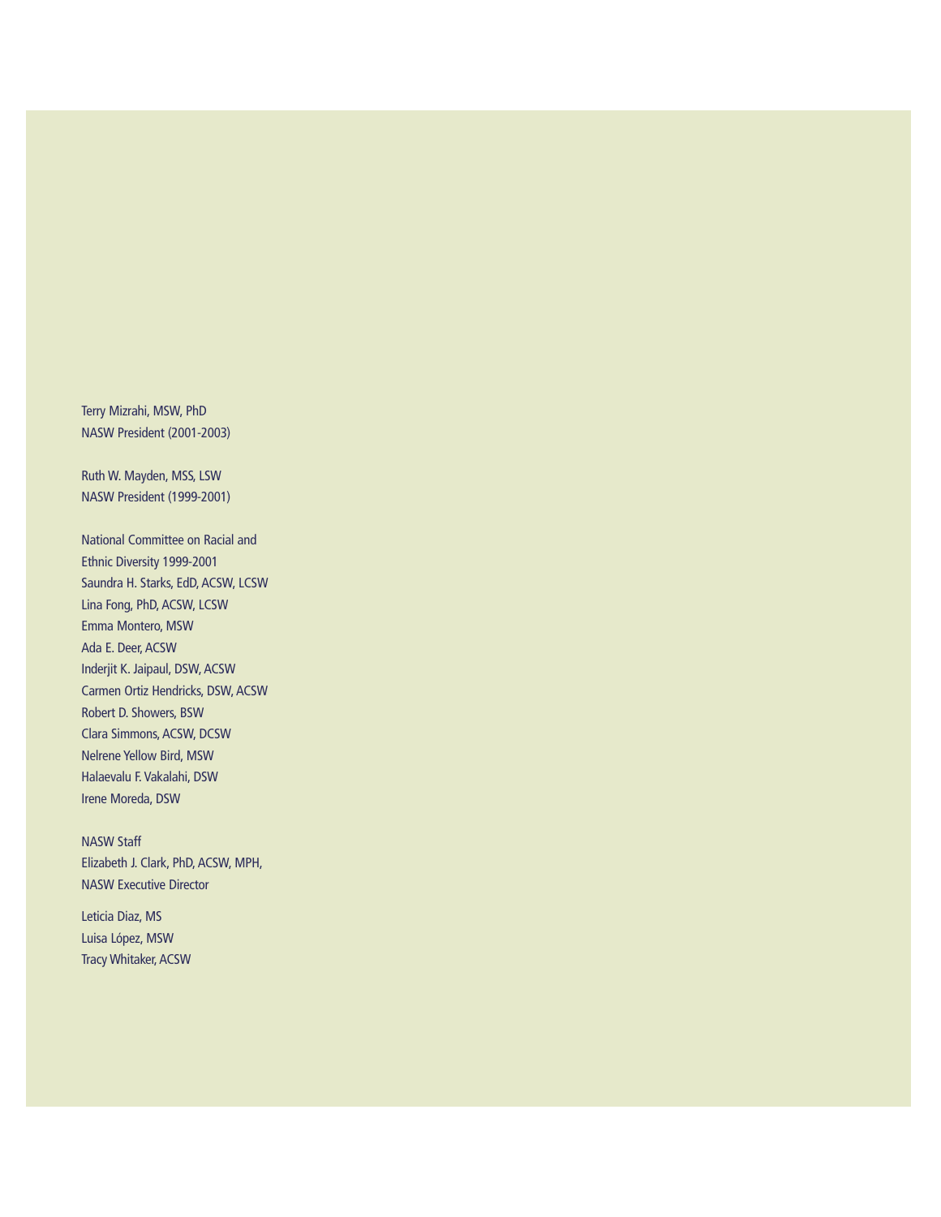Terry Mizrahi, MSW, PhD
NASW President (2001-2003)

Ruth W. Mayden, MSS, LSW
NASW President (1999-2001)

National Committee on Racial and Ethnic Diversity 1999-2001
Saundra H. Starks, EdD, ACSW, LCSW
Lina Fong, PhD, ACSW, LCSW
Emma Montero, MSW
Ada E. Deer, ACSW
Inderjit K. Jaipaul, DSW, ACSW
Carmen Ortiz Hendricks, DSW, ACSW
Robert D. Showers, BSW
Clara Simmons, ACSW, DCSW
Nelrene Yellow Bird, MSW
Halaevalu F. Vakalahi, DSW
Irene Moreda, DSW

NASW Staff
Elizabeth J. Clark, PhD, ACSW, MPH,
NASW Executive Director

Leticia Diaz, MS
Luisa López, MSW
Tracy Whitaker, ACSW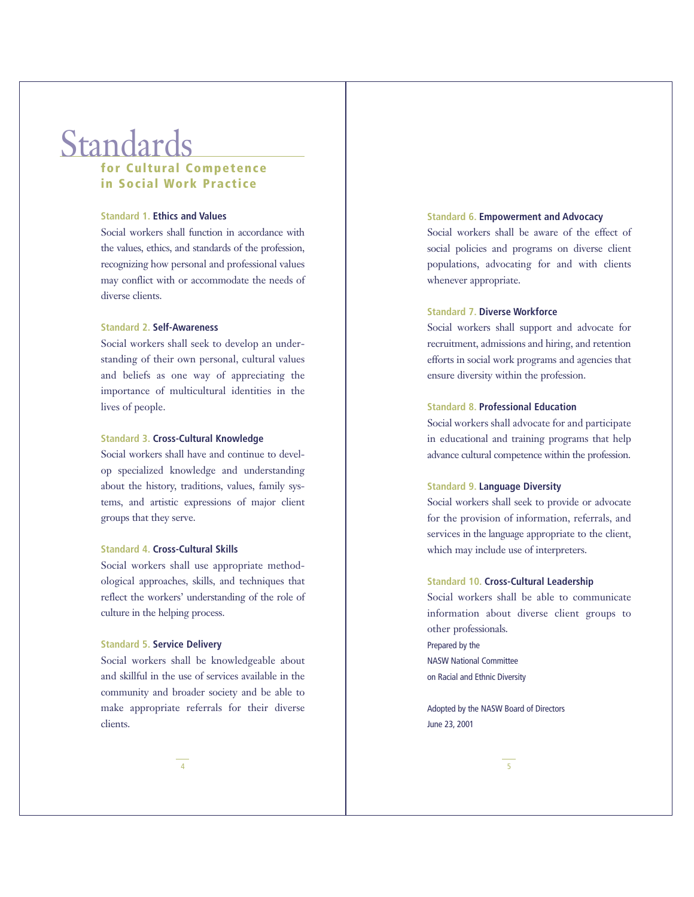# Standards

## for Cultural Competence in Social Work Practice

**Standard 1. Ethics and Values**

Social workers shall function in accordance with the values, ethics, and standards of the profession, recognizing how personal and professional values may conflict with or accommodate the needs of diverse clients.

**Standard 2. Self-Awareness**

Social workers shall seek to develop an understanding of their own personal, cultural values and beliefs as one way of appreciating the importance of multicultural identities in the lives of people.

**Standard 3. Cross-Cultural Knowledge**

Social workers shall have and continue to develop specialized knowledge and understanding about the history, traditions, values, family systems, and artistic expressions of major client groups that they serve.

**Standard 4. Cross-Cultural Skills**

Social workers shall use appropriate methodological approaches, skills, and techniques that reflect the workers' understanding of the role of culture in the helping process.

**Standard 5. Service Delivery**

Social workers shall be knowledgeable about and skillful in the use of services available in the community and broader society and be able to make appropriate referrals for their diverse clients.

**Standard 6. Empowerment and Advocacy**

Social workers shall be aware of the effect of social policies and programs on diverse client populations, advocating for and with clients whenever appropriate.

**Standard 7. Diverse Workforce**

Social workers shall support and advocate for recruitment, admissions and hiring, and retention efforts in social work programs and agencies that ensure diversity within the profession.

**Standard 8. Professional Education**

Social workers shall advocate for and participate in educational and training programs that help advance cultural competence within the profession.

**Standard 9. Language Diversity**

Social workers shall seek to provide or advocate for the provision of information, referrals, and services in the language appropriate to the client, which may include use of interpreters.

**Standard 10. Cross-Cultural Leadership**

Social workers shall be able to communicate information about diverse client groups to other professionals.

Prepared by the
NASW National Committee
on Racial and Ethnic Diversity

Adopted by the NASW Board of Directors
June 23, 2001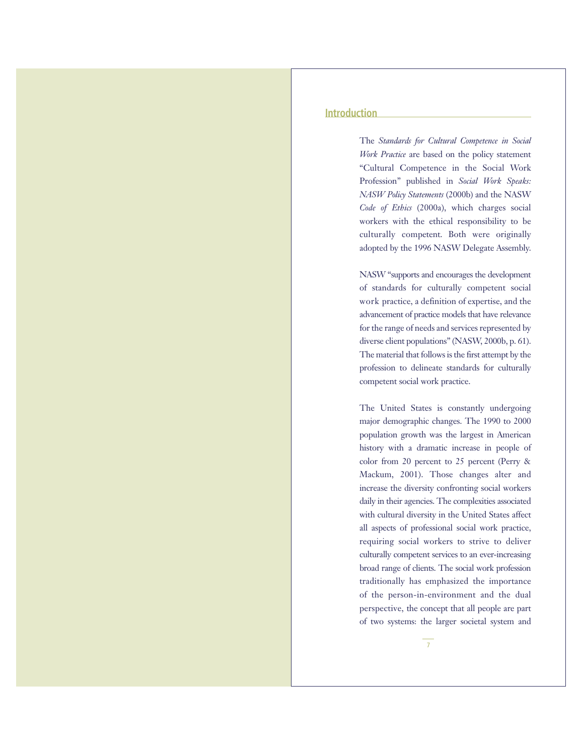## Introduction

The *Standards for Cultural Competence in Social Work Practice* are based on the policy statement "Cultural Competence in the Social Work Profession" published in *Social Work Speaks: NASW Policy Statements* (2000b) and the NASW *Code of Ethics* (2000a), which charges social workers with the ethical responsibility to be culturally competent. Both were originally adopted by the 1996 NASW Delegate Assembly.

NASW "supports and encourages the development of standards for culturally competent social work practice, a definition of expertise, and the advancement of practice models that have relevance for the range of needs and services represented by diverse client populations" (NASW, 2000b, p. 61). The material that follows is the first attempt by the profession to delineate standards for culturally competent social work practice.

The United States is constantly undergoing major demographic changes. The 1990 to 2000 population growth was the largest in American history with a dramatic increase in people of color from 20 percent to 25 percent (Perry & Mackum, 2001). Those changes alter and increase the diversity confronting social workers daily in their agencies. The complexities associated with cultural diversity in the United States affect all aspects of professional social work practice, requiring social workers to strive to deliver culturally competent services to an ever-increasing broad range of clients. The social work profession traditionally has emphasized the importance of the person-in-environment and the dual perspective, the concept that all people are part of two systems: the larger societal system and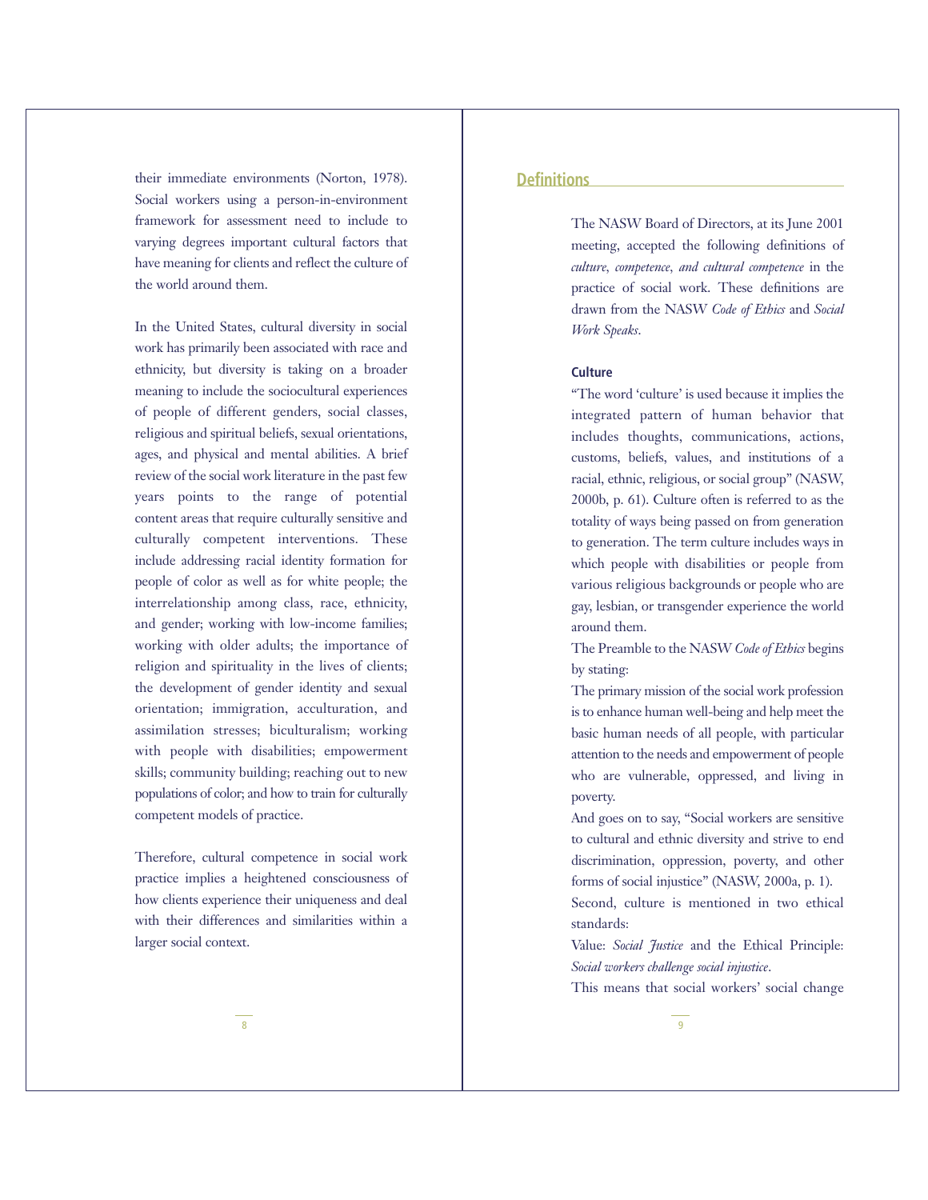their immediate environments (Norton, 1978). Social workers using a person-in-environment framework for assessment need to include to varying degrees important cultural factors that have meaning for clients and reflect the culture of the world around them.

In the United States, cultural diversity in social work has primarily been associated with race and ethnicity, but diversity is taking on a broader meaning to include the sociocultural experiences of people of different genders, social classes, religious and spiritual beliefs, sexual orientations, ages, and physical and mental abilities. A brief review of the social work literature in the past few years points to the range of potential content areas that require culturally sensitive and culturally competent interventions. These include addressing racial identity formation for people of color as well as for white people; the interrelationship among class, race, ethnicity, and gender; working with low-income families; working with older adults; the importance of religion and spirituality in the lives of clients; the development of gender identity and sexual orientation; immigration, acculturation, and assimilation stresses; biculturalism; working with people with disabilities; empowerment skills; community building; reaching out to new populations of color; and how to train for culturally competent models of practice.

Therefore, cultural competence in social work practice implies a heightened consciousness of how clients experience their uniqueness and deal with their differences and similarities within a larger social context.

## Definitions

The NASW Board of Directors, at its June 2001 meeting, accepted the following definitions of *culture, competence, and cultural competence* in the practice of social work. These definitions are drawn from the NASW *Code of Ethics* and *Social Work Speaks*.

### Culture

"The word 'culture' is used because it implies the integrated pattern of human behavior that includes thoughts, communications, actions, customs, beliefs, values, and institutions of a racial, ethnic, religious, or social group" (NASW, 2000b, p. 61). Culture often is referred to as the totality of ways being passed on from generation to generation. The term culture includes ways in which people with disabilities or people from various religious backgrounds or people who are gay, lesbian, or transgender experience the world around them.

The Preamble to the NASW *Code of Ethics* begins by stating:

The primary mission of the social work profession is to enhance human well-being and help meet the basic human needs of all people, with particular attention to the needs and empowerment of people who are vulnerable, oppressed, and living in poverty.

And goes on to say, "Social workers are sensitive to cultural and ethnic diversity and strive to end discrimination, oppression, poverty, and other forms of social injustice" (NASW, 2000a, p. 1).

Second, culture is mentioned in two ethical standards:

Value: *Social Justice* and the Ethical Principle: *Social workers challenge social injustice*.

This means that social workers' social change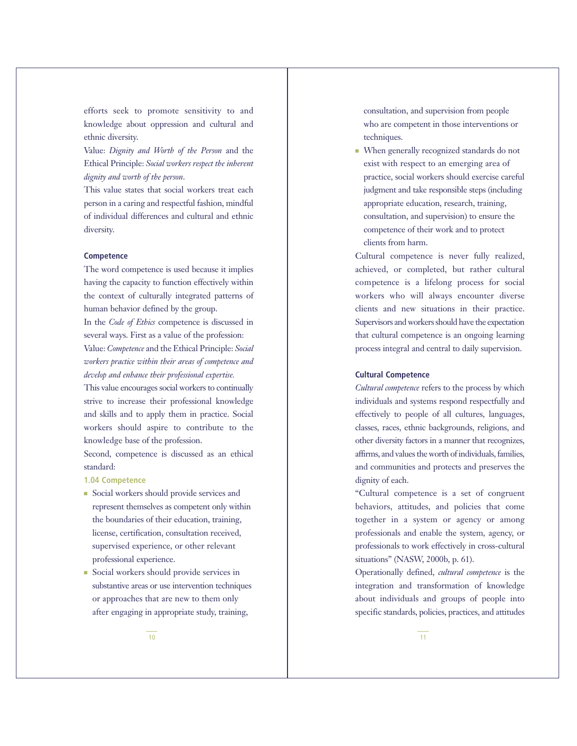efforts seek to promote sensitivity to and knowledge about oppression and cultural and ethnic diversity.

Value: *Dignity and Worth of the Person* and the Ethical Principle: *Social workers respect the inherent dignity and worth of the person.*

This value states that social workers treat each person in a caring and respectful fashion, mindful of individual differences and cultural and ethnic diversity.

### Competence

The word competence is used because it implies having the capacity to function effectively within the context of culturally integrated patterns of human behavior defined by the group.

In the *Code of Ethics* competence is discussed in several ways. First as a value of the profession:

Value: *Competence* and the Ethical Principle: *Social workers practice within their areas of competence and develop and enhance their professional expertise.*

This value encourages social workers to continually strive to increase their professional knowledge and skills and to apply them in practice. Social workers should aspire to contribute to the knowledge base of the profession.

Second, competence is discussed as an ethical standard:

#### 1.04 Competence

- Social workers should provide services and represent themselves as competent only within the boundaries of their education, training, license, certification, consultation received, supervised experience, or other relevant professional experience.
- Social workers should provide services in substantive areas or use intervention techniques or approaches that are new to them only after engaging in appropriate study, training, consultation, and supervision from people who are competent in those interventions or techniques.
- When generally recognized standards do not exist with respect to an emerging area of practice, social workers should exercise careful judgment and take responsible steps (including appropriate education, research, training, consultation, and supervision) to ensure the competence of their work and to protect clients from harm.

Cultural competence is never fully realized, achieved, or completed, but rather cultural competence is a lifelong process for social workers who will always encounter diverse clients and new situations in their practice. Supervisors and workers should have the expectation that cultural competence is an ongoing learning process integral and central to daily supervision.

### Cultural Competence

*Cultural competence* refers to the process by which individuals and systems respond respectfully and effectively to people of all cultures, languages, classes, races, ethnic backgrounds, religions, and other diversity factors in a manner that recognizes, affirms, and values the worth of individuals, families, and communities and protects and preserves the dignity of each.

"Cultural competence is a set of congruent behaviors, attitudes, and policies that come together in a system or agency or among professionals and enable the system, agency, or professionals to work effectively in cross-cultural situations" (NASW, 2000b, p. 61).

Operationally defined, *cultural competence* is the integration and transformation of knowledge about individuals and groups of people into specific standards, policies, practices, and attitudes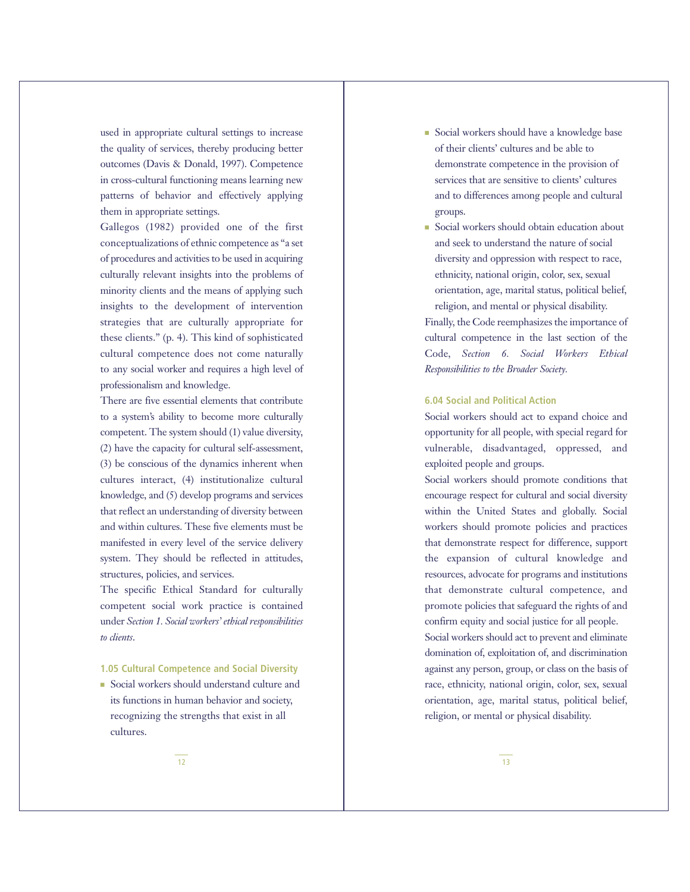used in appropriate cultural settings to increase the quality of services, thereby producing better outcomes (Davis & Donald, 1997). Competence in cross-cultural functioning means learning new patterns of behavior and effectively applying them in appropriate settings.

Gallegos (1982) provided one of the first conceptualizations of ethnic competence as "a set of procedures and activities to be used in acquiring culturally relevant insights into the problems of minority clients and the means of applying such insights to the development of intervention strategies that are culturally appropriate for these clients." (p. 4). This kind of sophisticated cultural competence does not come naturally to any social worker and requires a high level of professionalism and knowledge.

There are five essential elements that contribute to a system's ability to become more culturally competent. The system should (1) value diversity, (2) have the capacity for cultural self-assessment, (3) be conscious of the dynamics inherent when cultures interact, (4) institutionalize cultural knowledge, and (5) develop programs and services that reflect an understanding of diversity between and within cultures. These five elements must be manifested in every level of the service delivery system. They should be reflected in attitudes, structures, policies, and services.

The specific Ethical Standard for culturally competent social work practice is contained under *Section 1. Social workers' ethical responsibilities to clients*.

#### 1.05 Cultural Competence and Social Diversity

- Social workers should understand culture and its functions in human behavior and society, recognizing the strengths that exist in all cultures.
- Social workers should have a knowledge base of their clients' cultures and be able to demonstrate competence in the provision of services that are sensitive to clients' cultures and to differences among people and cultural groups.
- Social workers should obtain education about and seek to understand the nature of social diversity and oppression with respect to race, ethnicity, national origin, color, sex, sexual orientation, age, marital status, political belief, religion, and mental or physical disability.

Finally, the Code reemphasizes the importance of cultural competence in the last section of the Code, *Section 6. Social Workers Ethical Responsibilities to the Broader Society.*

#### 6.04 Social and Political Action

Social workers should act to expand choice and opportunity for all people, with special regard for vulnerable, disadvantaged, oppressed, and exploited people and groups.

Social workers should promote conditions that encourage respect for cultural and social diversity within the United States and globally. Social workers should promote policies and practices that demonstrate respect for difference, support the expansion of cultural knowledge and resources, advocate for programs and institutions that demonstrate cultural competence, and promote policies that safeguard the rights of and confirm equity and social justice for all people.

Social workers should act to prevent and eliminate domination of, exploitation of, and discrimination against any person, group, or class on the basis of race, ethnicity, national origin, color, sex, sexual orientation, age, marital status, political belief, religion, or mental or physical disability.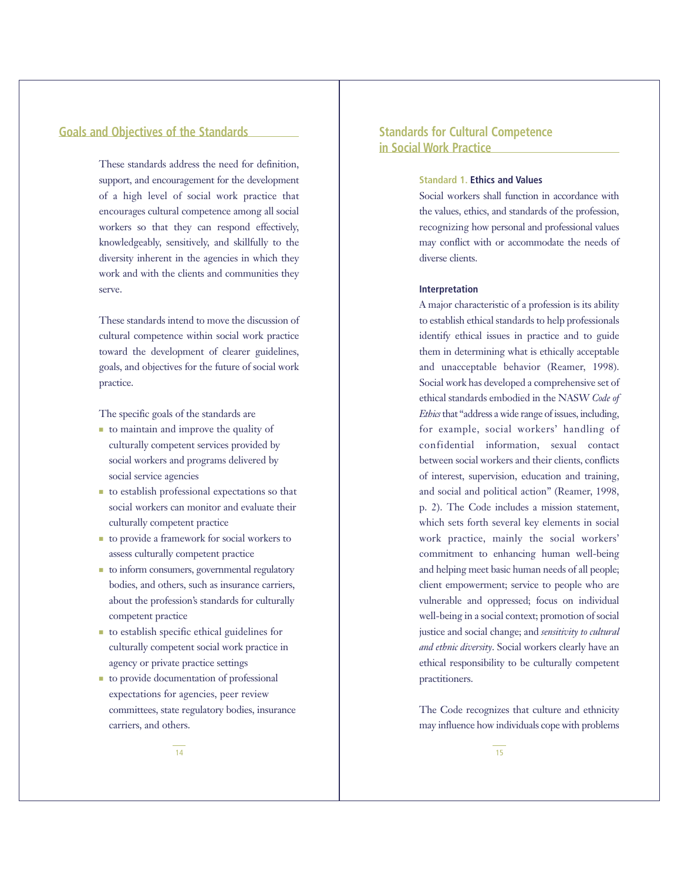## Goals and Objectives of the Standards

These standards address the need for definition, support, and encouragement for the development of a high level of social work practice that encourages cultural competence among all social workers so that they can respond effectively, knowledgeably, sensitively, and skillfully to the diversity inherent in the agencies in which they work and with the clients and communities they serve.

These standards intend to move the discussion of cultural competence within social work practice toward the development of clearer guidelines, goals, and objectives for the future of social work practice.

The specific goals of the standards are

- to maintain and improve the quality of culturally competent services provided by social workers and programs delivered by social service agencies
- to establish professional expectations so that social workers can monitor and evaluate their culturally competent practice
- to provide a framework for social workers to assess culturally competent practice
- to inform consumers, governmental regulatory bodies, and others, such as insurance carriers, about the profession's standards for culturally competent practice
- to establish specific ethical guidelines for culturally competent social work practice in agency or private practice settings
- to provide documentation of professional expectations for agencies, peer review committees, state regulatory bodies, insurance carriers, and others.

## Standards for Cultural Competence in Social Work Practice

### Standard 1. Ethics and Values

Social workers shall function in accordance with the values, ethics, and standards of the profession, recognizing how personal and professional values may conflict with or accommodate the needs of diverse clients.

#### Interpretation

A major characteristic of a profession is its ability to establish ethical standards to help professionals identify ethical issues in practice and to guide them in determining what is ethically acceptable and unacceptable behavior (Reamer, 1998). Social work has developed a comprehensive set of ethical standards embodied in the NASW *Code of Ethics* that "address a wide range of issues, including, for example, social workers' handling of confidential information, sexual contact between social workers and their clients, conflicts of interest, supervision, education and training, and social and political action" (Reamer, 1998, p. 2). The Code includes a mission statement, which sets forth several key elements in social work practice, mainly the social workers' commitment to enhancing human well-being and helping meet basic human needs of all people; client empowerment; service to people who are vulnerable and oppressed; focus on individual well-being in a social context; promotion of social justice and social change; and *sensitivity to cultural and ethnic diversity*. Social workers clearly have an ethical responsibility to be culturally competent practitioners.

The Code recognizes that culture and ethnicity may influence how individuals cope with problems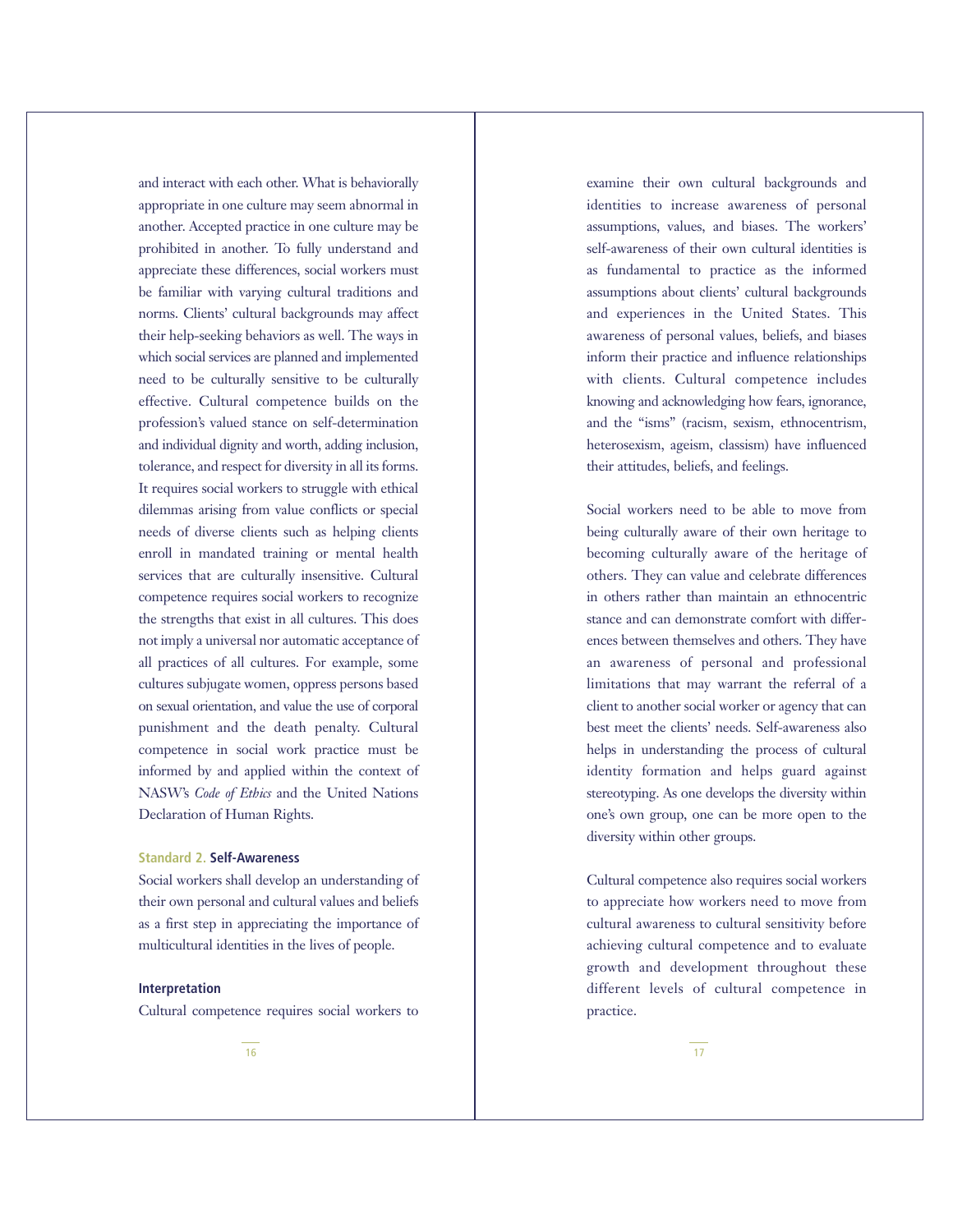and interact with each other. What is behaviorally appropriate in one culture may seem abnormal in another. Accepted practice in one culture may be prohibited in another. To fully understand and appreciate these differences, social workers must be familiar with varying cultural traditions and norms. Clients' cultural backgrounds may affect their help-seeking behaviors as well. The ways in which social services are planned and implemented need to be culturally sensitive to be culturally effective. Cultural competence builds on the profession's valued stance on self-determination and individual dignity and worth, adding inclusion, tolerance, and respect for diversity in all its forms. It requires social workers to struggle with ethical dilemmas arising from value conflicts or special needs of diverse clients such as helping clients enroll in mandated training or mental health services that are culturally insensitive. Cultural competence requires social workers to recognize the strengths that exist in all cultures. This does not imply a universal nor automatic acceptance of all practices of all cultures. For example, some cultures subjugate women, oppress persons based on sexual orientation, and value the use of corporal punishment and the death penalty. Cultural competence in social work practice must be informed by and applied within the context of NASW's *Code of Ethics* and the United Nations Declaration of Human Rights.

### Standard 2. Self-Awareness

Social workers shall develop an understanding of their own personal and cultural values and beliefs as a first step in appreciating the importance of multicultural identities in the lives of people.

#### Interpretation

Cultural competence requires social workers to examine their own cultural backgrounds and identities to increase awareness of personal assumptions, values, and biases. The workers' self-awareness of their own cultural identities is as fundamental to practice as the informed assumptions about clients' cultural backgrounds and experiences in the United States. This awareness of personal values, beliefs, and biases inform their practice and influence relationships with clients. Cultural competence includes knowing and acknowledging how fears, ignorance, and the "isms" (racism, sexism, ethnocentrism, heterosexism, ageism, classism) have influenced their attitudes, beliefs, and feelings.

Social workers need to be able to move from being culturally aware of their own heritage to becoming culturally aware of the heritage of others. They can value and celebrate differences in others rather than maintain an ethnocentric stance and can demonstrate comfort with differences between themselves and others. They have an awareness of personal and professional limitations that may warrant the referral of a client to another social worker or agency that can best meet the clients' needs. Self-awareness also helps in understanding the process of cultural identity formation and helps guard against stereotyping. As one develops the diversity within one's own group, one can be more open to the diversity within other groups.

Cultural competence also requires social workers to appreciate how workers need to move from cultural awareness to cultural sensitivity before achieving cultural competence and to evaluate growth and development throughout these different levels of cultural competence in practice.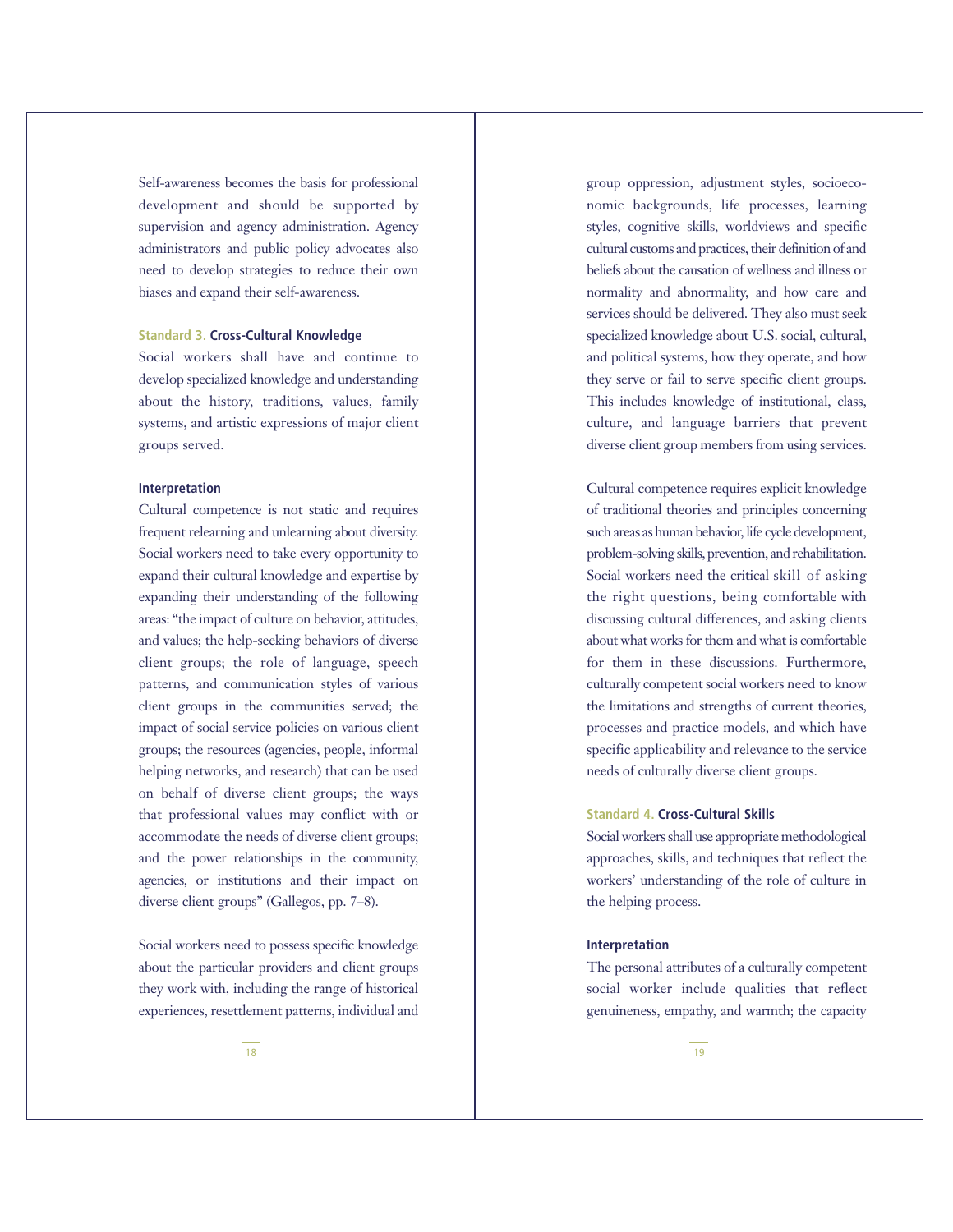Self-awareness becomes the basis for professional development and should be supported by supervision and agency administration. Agency administrators and public policy advocates also need to develop strategies to reduce their own biases and expand their self-awareness.

### Standard 3. Cross-Cultural Knowledge

Social workers shall have and continue to develop specialized knowledge and understanding about the history, traditions, values, family systems, and artistic expressions of major client groups served.

#### Interpretation

Cultural competence is not static and requires frequent relearning and unlearning about diversity. Social workers need to take every opportunity to expand their cultural knowledge and expertise by expanding their understanding of the following areas: "the impact of culture on behavior, attitudes, and values; the help-seeking behaviors of diverse client groups; the role of language, speech patterns, and communication styles of various client groups in the communities served; the impact of social service policies on various client groups; the resources (agencies, people, informal helping networks, and research) that can be used on behalf of diverse client groups; the ways that professional values may conflict with or accommodate the needs of diverse client groups; and the power relationships in the community, agencies, or institutions and their impact on diverse client groups" (Gallegos, pp. 7–8).

Social workers need to possess specific knowledge about the particular providers and client groups they work with, including the range of historical experiences, resettlement patterns, individual and group oppression, adjustment styles, socioeconomic backgrounds, life processes, learning styles, cognitive skills, worldviews and specific cultural customs and practices, their definition of and beliefs about the causation of wellness and illness or normality and abnormality, and how care and services should be delivered. They also must seek specialized knowledge about U.S. social, cultural, and political systems, how they operate, and how they serve or fail to serve specific client groups. This includes knowledge of institutional, class, culture, and language barriers that prevent diverse client group members from using services.

Cultural competence requires explicit knowledge of traditional theories and principles concerning such areas as human behavior, life cycle development, problem-solving skills, prevention, and rehabilitation. Social workers need the critical skill of asking the right questions, being comfortable with discussing cultural differences, and asking clients about what works for them and what is comfortable for them in these discussions. Furthermore, culturally competent social workers need to know the limitations and strengths of current theories, processes and practice models, and which have specific applicability and relevance to the service needs of culturally diverse client groups.

### Standard 4. Cross-Cultural Skills

Social workers shall use appropriate methodological approaches, skills, and techniques that reflect the workers' understanding of the role of culture in the helping process.

#### Interpretation

The personal attributes of a culturally competent social worker include qualities that reflect genuineness, empathy, and warmth; the capacity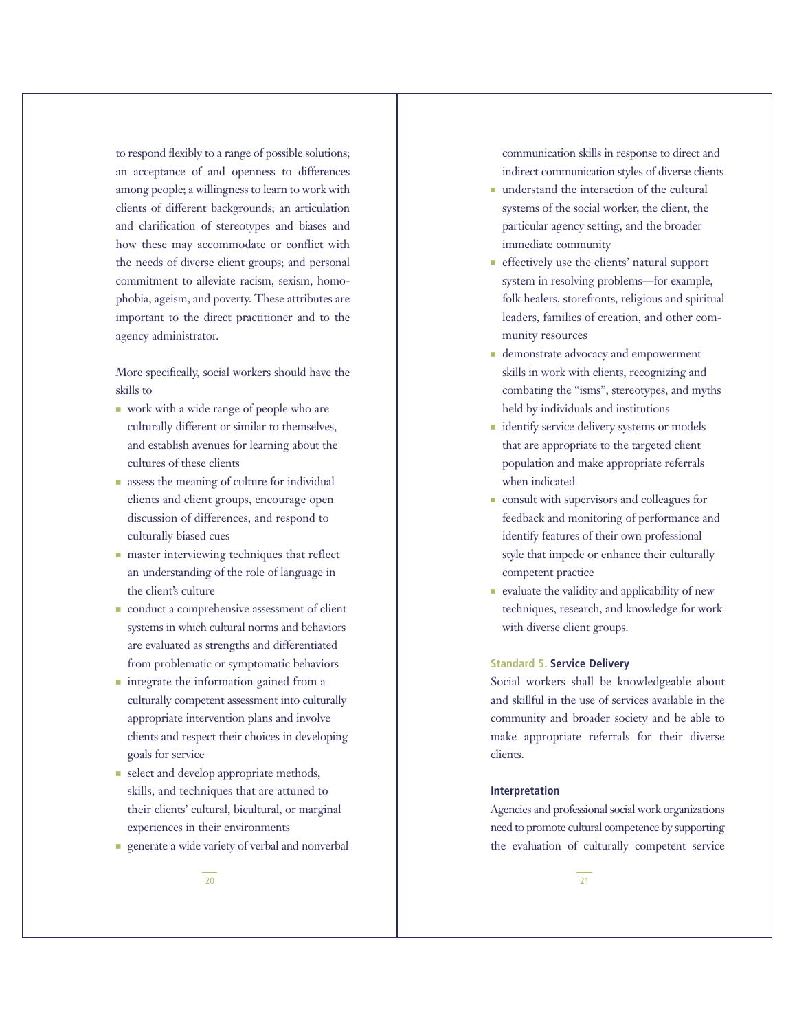to respond flexibly to a range of possible solutions; an acceptance of and openness to differences among people; a willingness to learn to work with clients of different backgrounds; an articulation and clarification of stereotypes and biases and how these may accommodate or conflict with the needs of diverse client groups; and personal commitment to alleviate racism, sexism, homophobia, ageism, and poverty. These attributes are important to the direct practitioner and to the agency administrator.

More specifically, social workers should have the skills to

- work with a wide range of people who are culturally different or similar to themselves, and establish avenues for learning about the cultures of these clients
- assess the meaning of culture for individual clients and client groups, encourage open discussion of differences, and respond to culturally biased cues
- master interviewing techniques that reflect an understanding of the role of language in the client's culture
- conduct a comprehensive assessment of client systems in which cultural norms and behaviors are evaluated as strengths and differentiated from problematic or symptomatic behaviors
- integrate the information gained from a culturally competent assessment into culturally appropriate intervention plans and involve clients and respect their choices in developing goals for service
- select and develop appropriate methods, skills, and techniques that are attuned to their clients' cultural, bicultural, or marginal experiences in their environments
- generate a wide variety of verbal and nonverbal communication skills in response to direct and indirect communication styles of diverse clients
- understand the interaction of the cultural systems of the social worker, the client, the particular agency setting, and the broader immediate community
- effectively use the clients' natural support system in resolving problems—for example, folk healers, storefronts, religious and spiritual leaders, families of creation, and other community resources
- demonstrate advocacy and empowerment skills in work with clients, recognizing and combating the "isms", stereotypes, and myths held by individuals and institutions
- identify service delivery systems or models that are appropriate to the targeted client population and make appropriate referrals when indicated
- consult with supervisors and colleagues for feedback and monitoring of performance and identify features of their own professional style that impede or enhance their culturally competent practice
- evaluate the validity and applicability of new techniques, research, and knowledge for work with diverse client groups.

### Standard 5. Service Delivery

Social workers shall be knowledgeable about and skillful in the use of services available in the community and broader society and be able to make appropriate referrals for their diverse clients.

#### Interpretation

Agencies and professional social work organizations need to promote cultural competence by supporting the evaluation of culturally competent service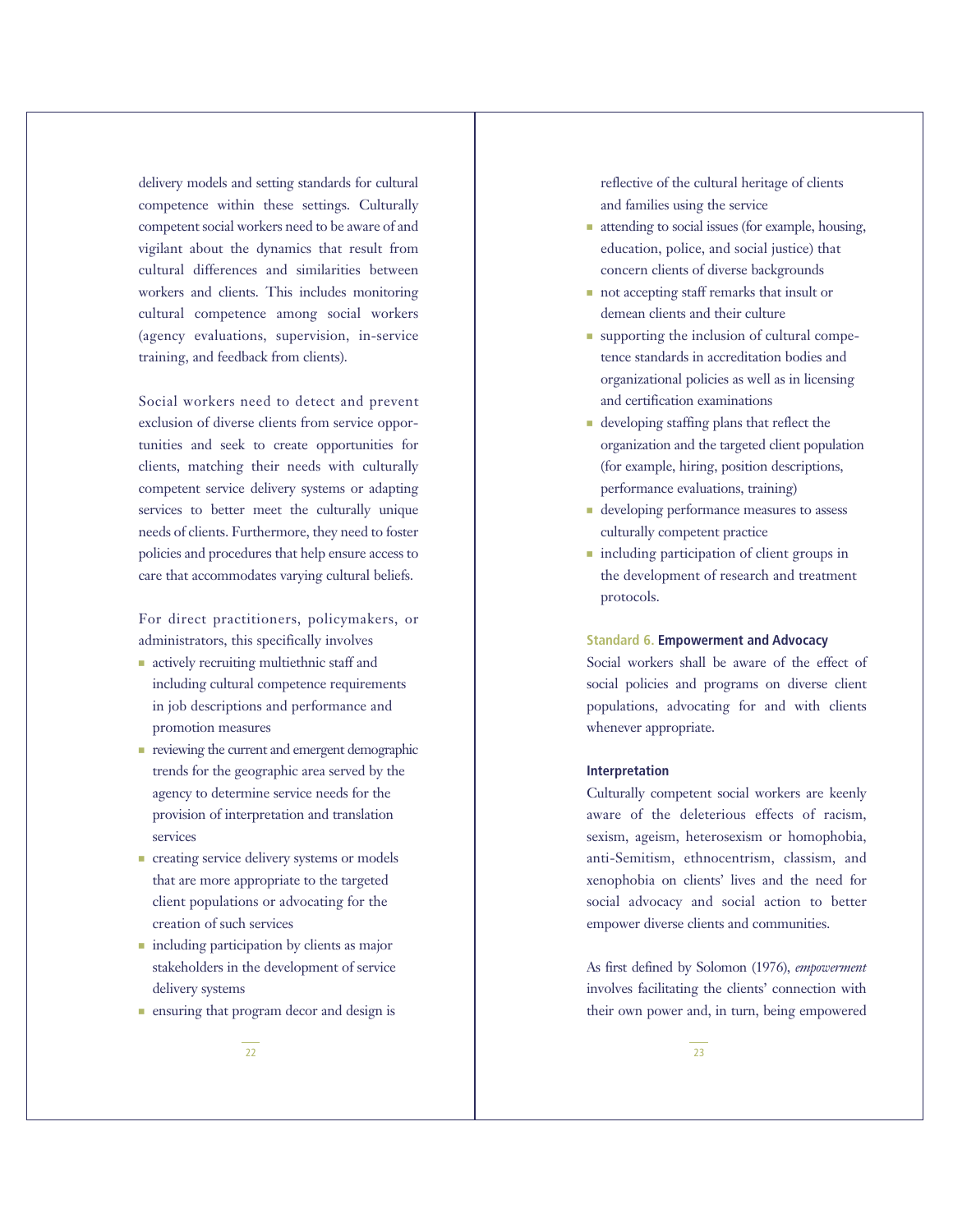delivery models and setting standards for cultural competence within these settings. Culturally competent social workers need to be aware of and vigilant about the dynamics that result from cultural differences and similarities between workers and clients. This includes monitoring cultural competence among social workers (agency evaluations, supervision, in-service training, and feedback from clients).

Social workers need to detect and prevent exclusion of diverse clients from service opportunities and seek to create opportunities for clients, matching their needs with culturally competent service delivery systems or adapting services to better meet the culturally unique needs of clients. Furthermore, they need to foster policies and procedures that help ensure access to care that accommodates varying cultural beliefs.

For direct practitioners, policymakers, or administrators, this specifically involves

- actively recruiting multiethnic staff and including cultural competence requirements in job descriptions and performance and promotion measures
- reviewing the current and emergent demographic trends for the geographic area served by the agency to determine service needs for the provision of interpretation and translation services
- creating service delivery systems or models that are more appropriate to the targeted client populations or advocating for the creation of such services
- including participation by clients as major stakeholders in the development of service delivery systems
- ensuring that program decor and design is reflective of the cultural heritage of clients and families using the service
- attending to social issues (for example, housing, education, police, and social justice) that concern clients of diverse backgrounds
- not accepting staff remarks that insult or demean clients and their culture
- supporting the inclusion of cultural competence standards in accreditation bodies and organizational policies as well as in licensing and certification examinations
- developing staffing plans that reflect the organization and the targeted client population (for example, hiring, position descriptions, performance evaluations, training)
- developing performance measures to assess culturally competent practice
- including participation of client groups in the development of research and treatment protocols.

### Standard 6. Empowerment and Advocacy

Social workers shall be aware of the effect of social policies and programs on diverse client populations, advocating for and with clients whenever appropriate.

#### Interpretation

Culturally competent social workers are keenly aware of the deleterious effects of racism, sexism, ageism, heterosexism or homophobia, anti-Semitism, ethnocentrism, classism, and xenophobia on clients' lives and the need for social advocacy and social action to better empower diverse clients and communities.

As first defined by Solomon (1976), *empowerment* involves facilitating the clients' connection with their own power and, in turn, being empowered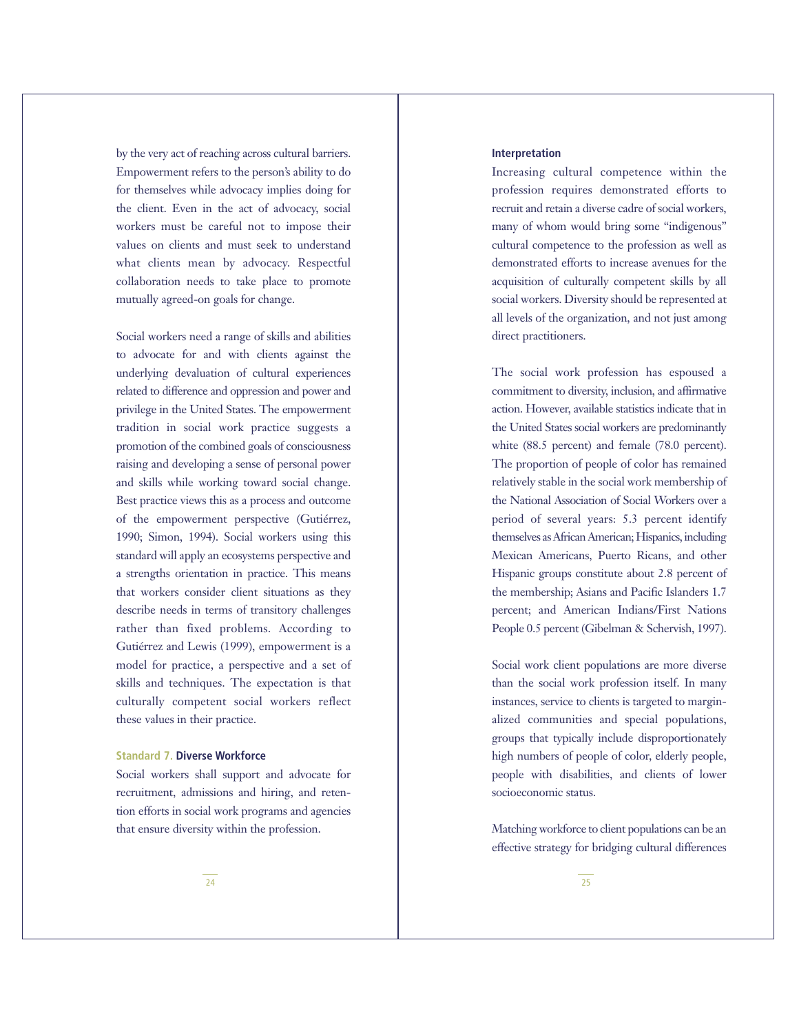by the very act of reaching across cultural barriers. Empowerment refers to the person's ability to do for themselves while advocacy implies doing for the client. Even in the act of advocacy, social workers must be careful not to impose their values on clients and must seek to understand what clients mean by advocacy. Respectful collaboration needs to take place to promote mutually agreed-on goals for change.

Social workers need a range of skills and abilities to advocate for and with clients against the underlying devaluation of cultural experiences related to difference and oppression and power and privilege in the United States. The empowerment tradition in social work practice suggests a promotion of the combined goals of consciousness raising and developing a sense of personal power and skills while working toward social change. Best practice views this as a process and outcome of the empowerment perspective (Gutiérrez, 1990; Simon, 1994). Social workers using this standard will apply an ecosystems perspective and a strengths orientation in practice. This means that workers consider client situations as they describe needs in terms of transitory challenges rather than fixed problems. According to Gutiérrez and Lewis (1999), empowerment is a model for practice, a perspective and a set of skills and techniques. The expectation is that culturally competent social workers reflect these values in their practice.

### Standard 7. Diverse Workforce

Social workers shall support and advocate for recruitment, admissions and hiring, and retention efforts in social work programs and agencies that ensure diversity within the profession.

#### Interpretation

Increasing cultural competence within the profession requires demonstrated efforts to recruit and retain a diverse cadre of social workers, many of whom would bring some "indigenous" cultural competence to the profession as well as demonstrated efforts to increase avenues for the acquisition of culturally competent skills by all social workers. Diversity should be represented at all levels of the organization, and not just among direct practitioners.

The social work profession has espoused a commitment to diversity, inclusion, and affirmative action. However, available statistics indicate that in the United States social workers are predominantly white (88.5 percent) and female (78.0 percent). The proportion of people of color has remained relatively stable in the social work membership of the National Association of Social Workers over a period of several years: 5.3 percent identify themselves as African American; Hispanics, including Mexican Americans, Puerto Ricans, and other Hispanic groups constitute about 2.8 percent of the membership; Asians and Pacific Islanders 1.7 percent; and American Indians/First Nations People 0.5 percent (Gibelman & Schervish, 1997).

Social work client populations are more diverse than the social work profession itself. In many instances, service to clients is targeted to marginalized communities and special populations, groups that typically include disproportionately high numbers of people of color, elderly people, people with disabilities, and clients of lower socioeconomic status.

Matching workforce to client populations can be an effective strategy for bridging cultural differences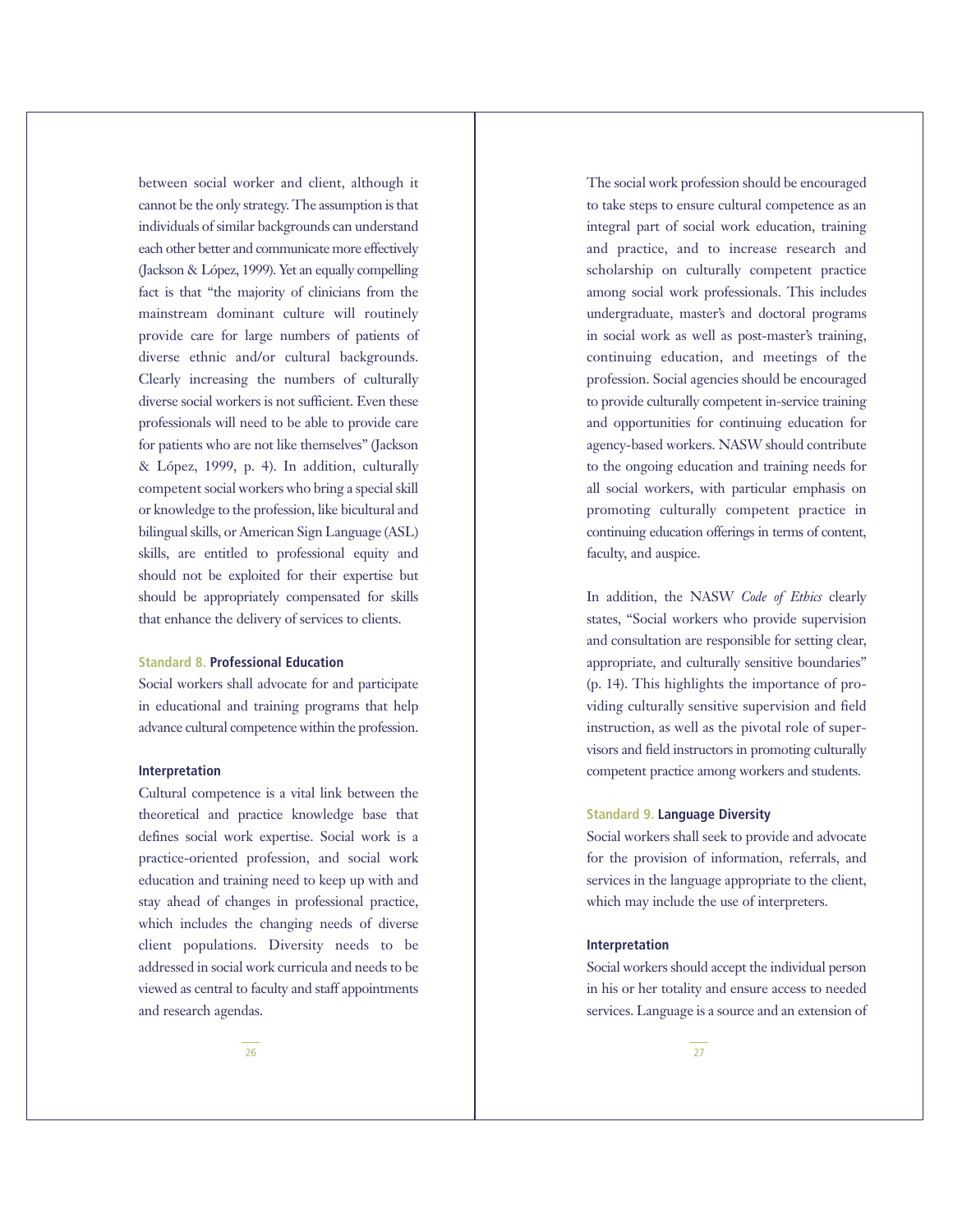between social worker and client, although it cannot be the only strategy. The assumption is that individuals of similar backgrounds can understand each other better and communicate more effectively (Jackson & López, 1999). Yet an equally compelling fact is that "the majority of clinicians from the mainstream dominant culture will routinely provide care for large numbers of patients of diverse ethnic and/or cultural backgrounds. Clearly increasing the numbers of culturally diverse social workers is not sufficient. Even these professionals will need to be able to provide care for patients who are not like themselves" (Jackson & López, 1999, p. 4). In addition, culturally competent social workers who bring a special skill or knowledge to the profession, like bicultural and bilingual skills, or American Sign Language (ASL) skills, are entitled to professional equity and should not be exploited for their expertise but should be appropriately compensated for skills that enhance the delivery of services to clients.

### Standard 8. Professional Education

Social workers shall advocate for and participate in educational and training programs that help advance cultural competence within the profession.

#### Interpretation

Cultural competence is a vital link between the theoretical and practice knowledge base that defines social work expertise. Social work is a practice-oriented profession, and social work education and training need to keep up with and stay ahead of changes in professional practice, which includes the changing needs of diverse client populations. Diversity needs to be addressed in social work curricula and needs to be viewed as central to faculty and staff appointments and research agendas.

The social work profession should be encouraged to take steps to ensure cultural competence as an integral part of social work education, training and practice, and to increase research and scholarship on culturally competent practice among social work professionals. This includes undergraduate, master's and doctoral programs in social work as well as post-master's training, continuing education, and meetings of the profession. Social agencies should be encouraged to provide culturally competent in-service training and opportunities for continuing education for agency-based workers. NASW should contribute to the ongoing education and training needs for all social workers, with particular emphasis on promoting culturally competent practice in continuing education offerings in terms of content, faculty, and auspice.

In addition, the NASW *Code of Ethics* clearly states, "Social workers who provide supervision and consultation are responsible for setting clear, appropriate, and culturally sensitive boundaries" (p. 14). This highlights the importance of providing culturally sensitive supervision and field instruction, as well as the pivotal role of supervisors and field instructors in promoting culturally competent practice among workers and students.

### Standard 9. Language Diversity

Social workers shall seek to provide and advocate for the provision of information, referrals, and services in the language appropriate to the client, which may include the use of interpreters.

#### Interpretation

Social workers should accept the individual person in his or her totality and ensure access to needed services. Language is a source and an extension of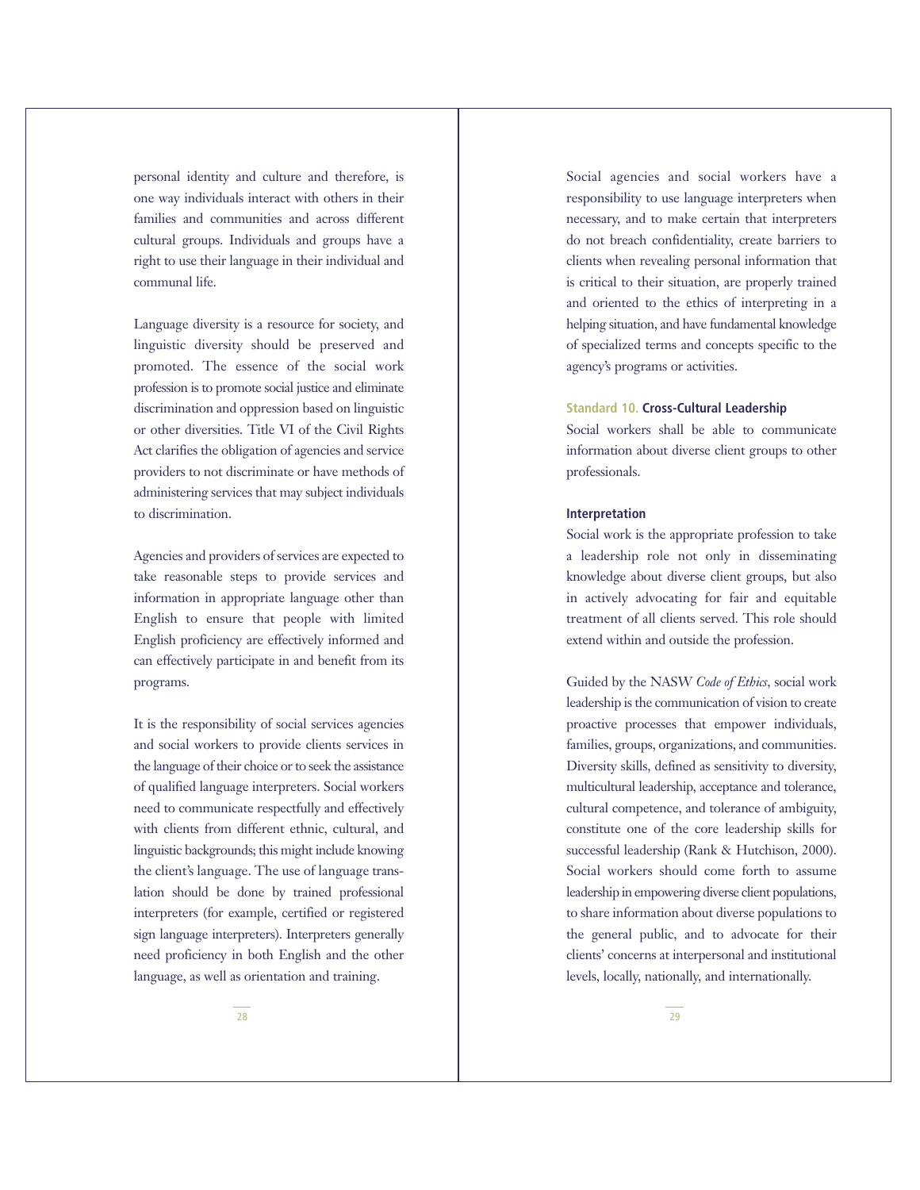personal identity and culture and therefore, is one way individuals interact with others in their families and communities and across different cultural groups. Individuals and groups have a right to use their language in their individual and communal life.

Language diversity is a resource for society, and linguistic diversity should be preserved and promoted. The essence of the social work profession is to promote social justice and eliminate discrimination and oppression based on linguistic or other diversities. Title VI of the Civil Rights Act clarifies the obligation of agencies and service providers to not discriminate or have methods of administering services that may subject individuals to discrimination.

Agencies and providers of services are expected to take reasonable steps to provide services and information in appropriate language other than English to ensure that people with limited English proficiency are effectively informed and can effectively participate in and benefit from its programs.

It is the responsibility of social services agencies and social workers to provide clients services in the language of their choice or to seek the assistance of qualified language interpreters. Social workers need to communicate respectfully and effectively with clients from different ethnic, cultural, and linguistic backgrounds; this might include knowing the client's language. The use of language translation should be done by trained professional interpreters (for example, certified or registered sign language interpreters). Interpreters generally need proficiency in both English and the other language, as well as orientation and training.

Social agencies and social workers have a responsibility to use language interpreters when necessary, and to make certain that interpreters do not breach confidentiality, create barriers to clients when revealing personal information that is critical to their situation, are properly trained and oriented to the ethics of interpreting in a helping situation, and have fundamental knowledge of specialized terms and concepts specific to the agency's programs or activities.

### Standard 10. Cross-Cultural Leadership

Social workers shall be able to communicate information about diverse client groups to other professionals.

#### Interpretation

Social work is the appropriate profession to take a leadership role not only in disseminating knowledge about diverse client groups, but also in actively advocating for fair and equitable treatment of all clients served. This role should extend within and outside the profession.

Guided by the NASW *Code of Ethics*, social work leadership is the communication of vision to create proactive processes that empower individuals, families, groups, organizations, and communities. Diversity skills, defined as sensitivity to diversity, multicultural leadership, acceptance and tolerance, cultural competence, and tolerance of ambiguity, constitute one of the core leadership skills for successful leadership (Rank & Hutchison, 2000). Social workers should come forth to assume leadership in empowering diverse client populations, to share information about diverse populations to the general public, and to advocate for their clients' concerns at interpersonal and institutional levels, locally, nationally, and internationally.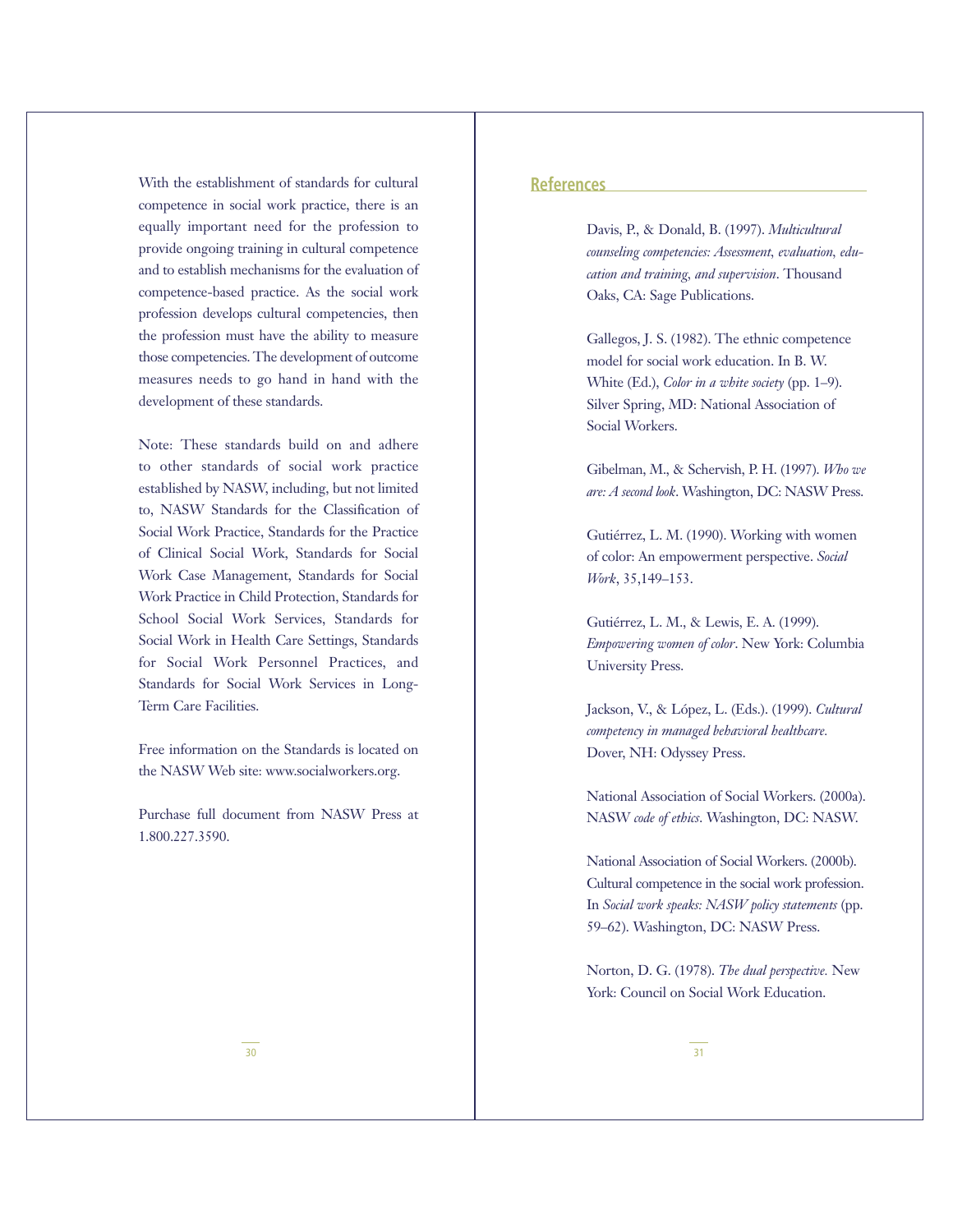With the establishment of standards for cultural competence in social work practice, there is an equally important need for the profession to provide ongoing training in cultural competence and to establish mechanisms for the evaluation of competence-based practice. As the social work profession develops cultural competencies, then the profession must have the ability to measure those competencies. The development of outcome measures needs to go hand in hand with the development of these standards.

Note: These standards build on and adhere to other standards of social work practice established by NASW, including, but not limited to, NASW Standards for the Classification of Social Work Practice, Standards for the Practice of Clinical Social Work, Standards for Social Work Case Management, Standards for Social Work Practice in Child Protection, Standards for School Social Work Services, Standards for Social Work in Health Care Settings, Standards for Social Work Personnel Practices, and Standards for Social Work Services in Long-Term Care Facilities.

Free information on the Standards is located on the NASW Web site: www.socialworkers.org.

Purchase full document from NASW Press at 1.800.227.3590.

## References

Davis, P., & Donald, B. (1997). *Multicultural counseling competencies: Assessment, evaluation, education and training, and supervision*. Thousand Oaks, CA: Sage Publications.

Gallegos, J. S. (1982). The ethnic competence model for social work education. In B. W. White (Ed.), *Color in a white society* (pp. 1–9). Silver Spring, MD: National Association of Social Workers.

Gibelman, M., & Schervish, P. H. (1997). *Who we are: A second look*. Washington, DC: NASW Press.

Gutiérrez, L. M. (1990). Working with women of color: An empowerment perspective. *Social Work*, 35,149–153.

Gutiérrez, L. M., & Lewis, E. A. (1999). *Empowering women of color*. New York: Columbia University Press.

Jackson, V., & López, L. (Eds.). (1999). *Cultural competency in managed behavioral healthcare.* Dover, NH: Odyssey Press.

National Association of Social Workers. (2000a). NASW *code of ethics*. Washington, DC: NASW.

National Association of Social Workers. (2000b). Cultural competence in the social work profession. In *Social work speaks: NASW policy statements* (pp. 59–62). Washington, DC: NASW Press.

Norton, D. G. (1978). *The dual perspective.* New York: Council on Social Work Education.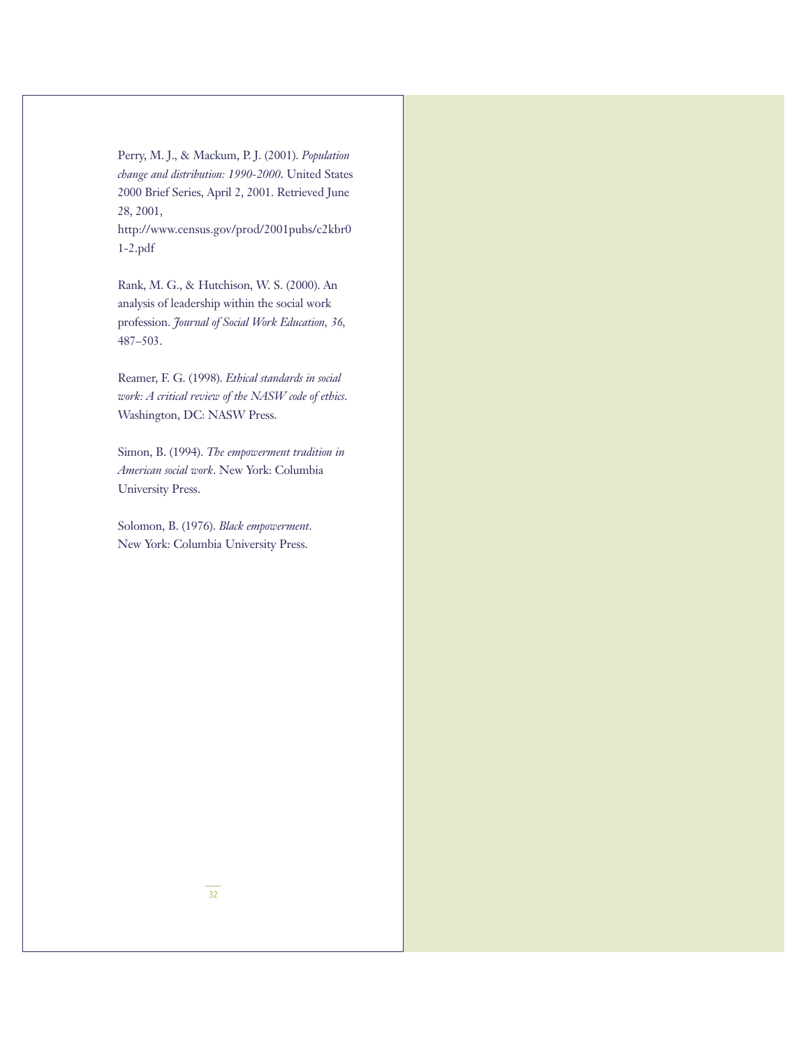Perry, M. J., & Mackum, P. J. (2001). *Population change and distribution: 1990-2000*. United States 2000 Brief Series, April 2, 2001. Retrieved June 28, 2001, http://www.census.gov/prod/2001pubs/c2kbr01-2.pdf

Rank, M. G., & Hutchison, W. S. (2000). An analysis of leadership within the social work profession. *Journal of Social Work Education, 36*, 487–503.

Reamer, F. G. (1998). *Ethical standards in social work: A critical review of the NASW code of ethics*. Washington, DC: NASW Press.

Simon, B. (1994). *The empowerment tradition in American social work*. New York: Columbia University Press.

Solomon, B. (1976). *Black empowerment*. New York: Columbia University Press.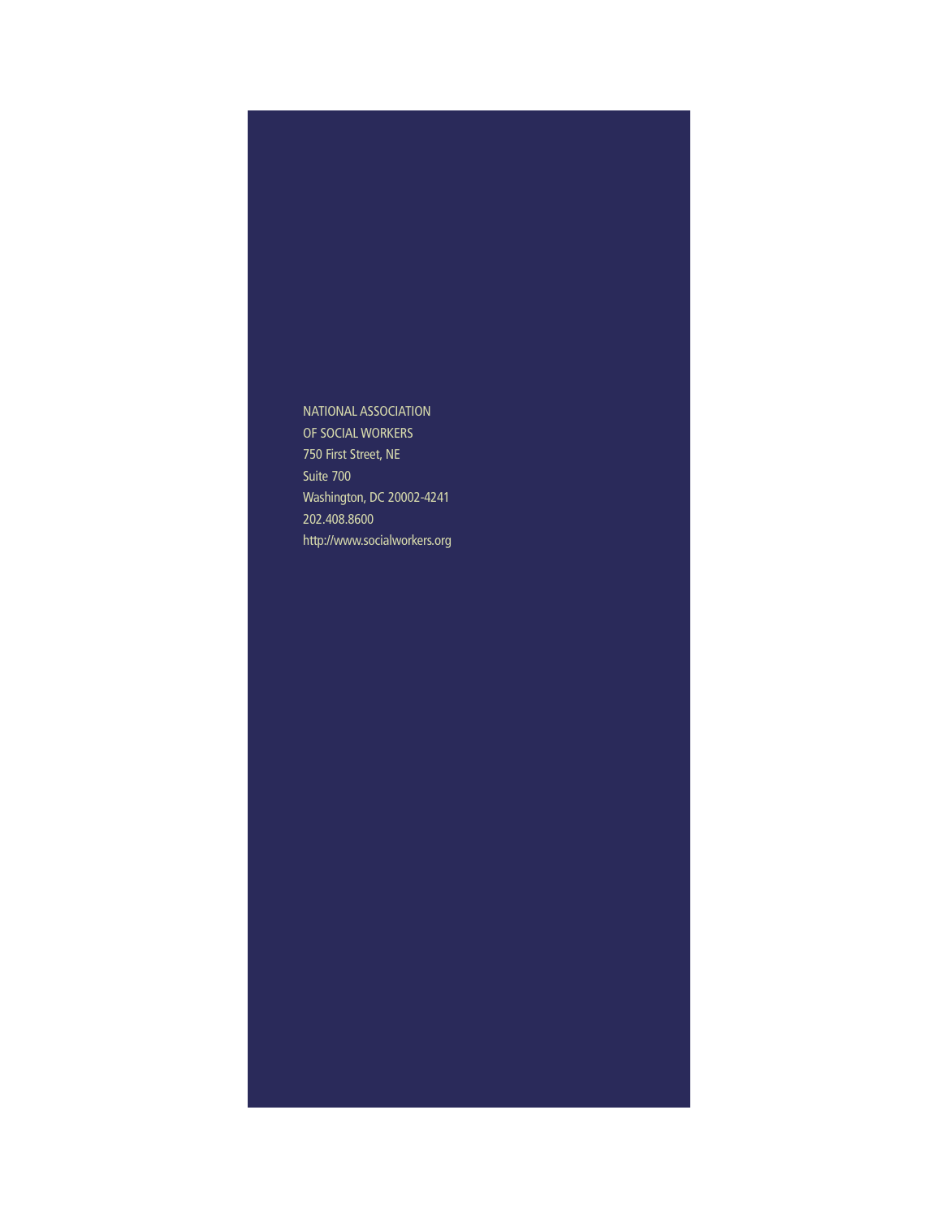NATIONAL ASSOCIATION
OF SOCIAL WORKERS
750 First Street, NE
Suite 700
Washington, DC 20002-4241
202.408.8600
http://www.socialworkers.org